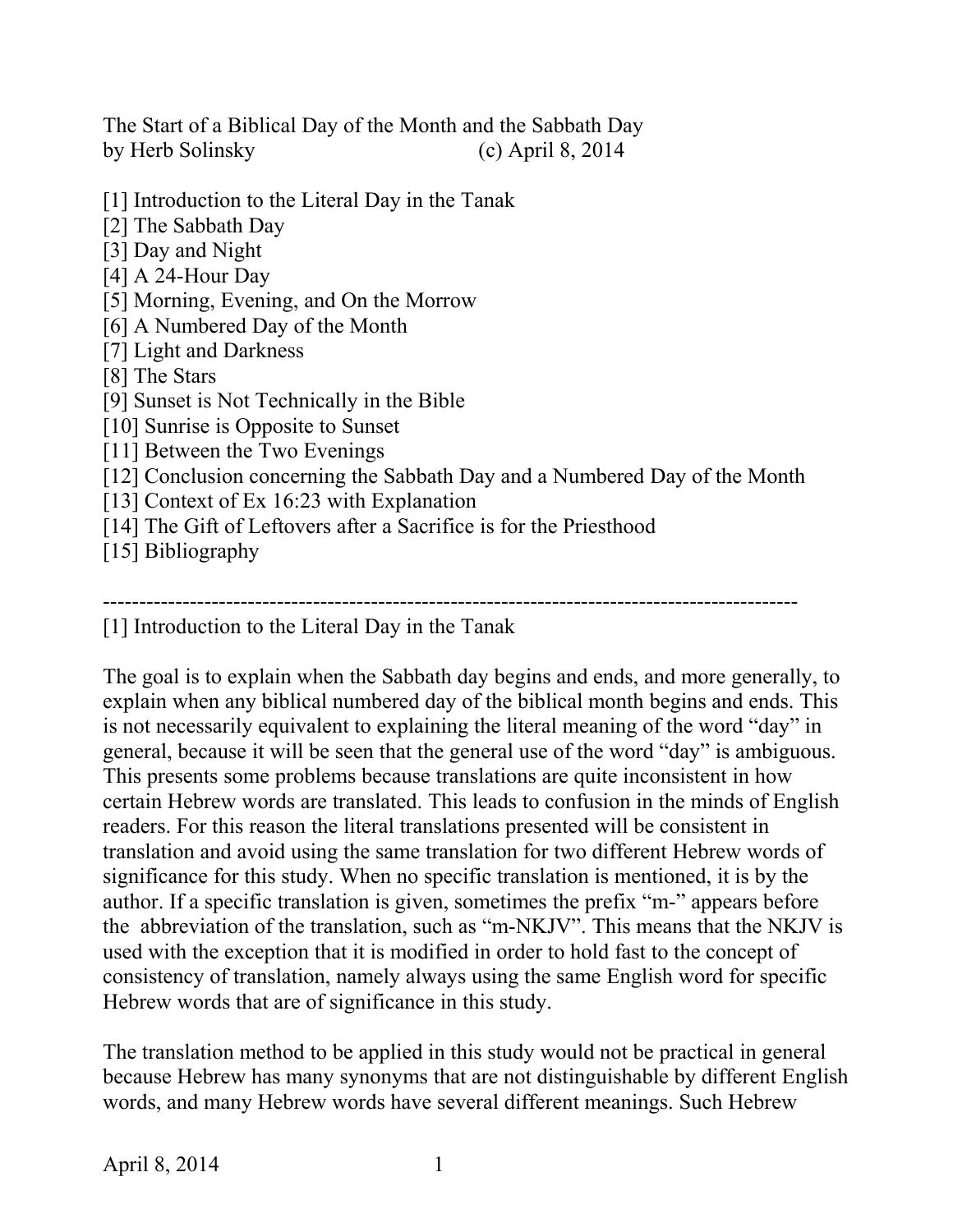# The Start of a Biblical Day of the Month and the Sabbath Day

by Herb Solinsky (c) April 8, 2014

[1] Introduction to the Literal Day in the Tanak
[2] The Sabbath Day
[3] Day and Night
[4] A 24-Hour Day
[5] Morning, Evening, and On the Morrow
[6] A Numbered Day of the Month
[7] Light and Darkness
[8] The Stars
[9] Sunset is Not Technically in the Bible
[10] Sunrise is Opposite to Sunset
[11] Between the Two Evenings
[12] Conclusion concerning the Sabbath Day and a Numbered Day of the Month
[13] Context of Ex 16:23 with Explanation
[14] The Gift of Leftovers after a Sacrifice is for the Priesthood
[15] Bibliography

---

## [1] Introduction to the Literal Day in the Tanak

The goal is to explain when the Sabbath day begins and ends, and more generally, to explain when any biblical numbered day of the biblical month begins and ends. This is not necessarily equivalent to explaining the literal meaning of the word "day" in general, because it will be seen that the general use of the word "day" is ambiguous. This presents some problems because translations are quite inconsistent in how certain Hebrew words are translated. This leads to confusion in the minds of English readers. For this reason the literal translations presented will be consistent in translation and avoid using the same translation for two different Hebrew words of significance for this study. When no specific translation is mentioned, it is by the author. If a specific translation is given, sometimes the prefix "m-" appears before the abbreviation of the translation, such as "m-NKJV". This means that the NKJV is used with the exception that it is modified in order to hold fast to the concept of consistency of translation, namely always using the same English word for specific Hebrew words that are of significance in this study.

The translation method to be applied in this study would not be practical in general because Hebrew has many synonyms that are not distinguishable by different English words, and many Hebrew words have several different meanings. Such Hebrew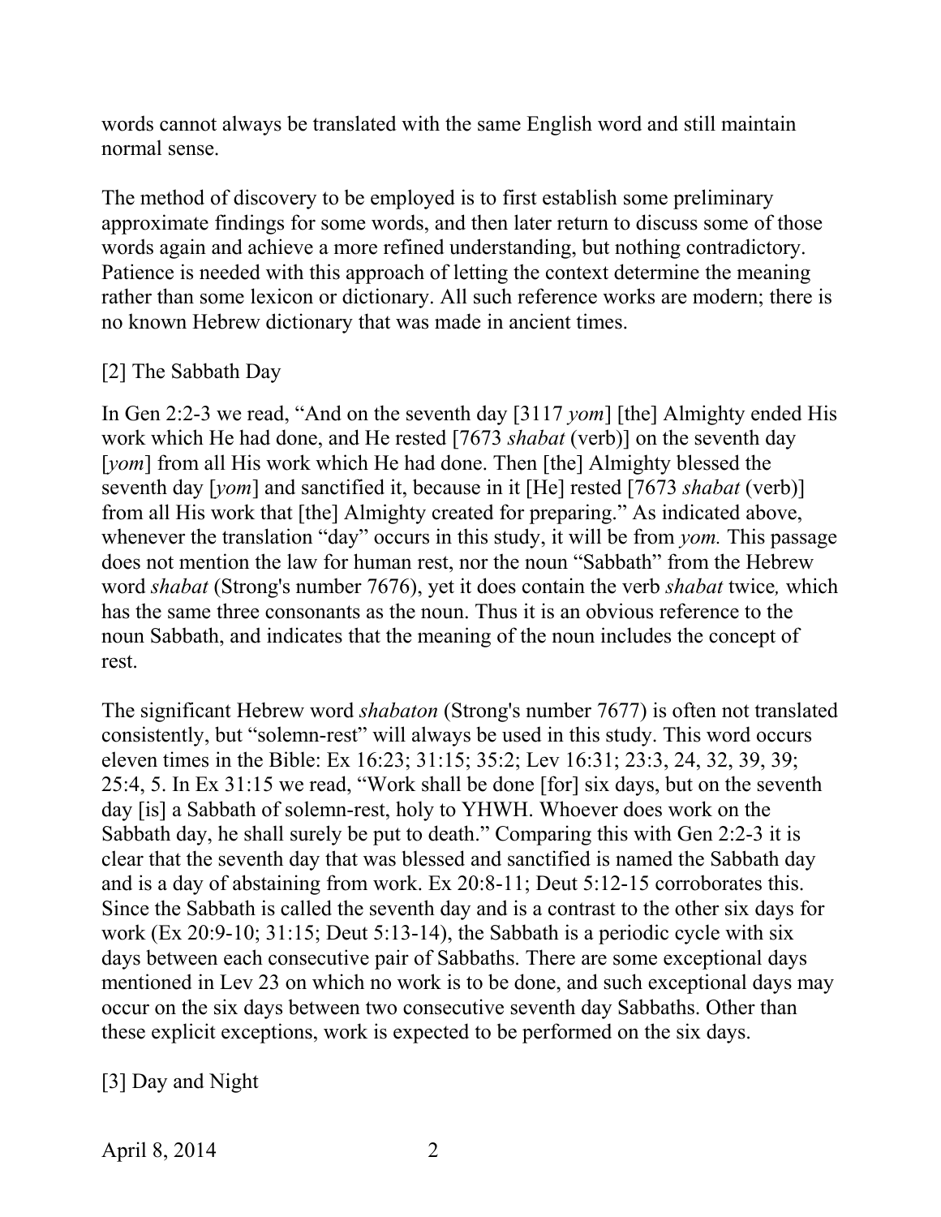words cannot always be translated with the same English word and still maintain normal sense.

The method of discovery to be employed is to first establish some preliminary approximate findings for some words, and then later return to discuss some of those words again and achieve a more refined understanding, but nothing contradictory. Patience is needed with this approach of letting the context determine the meaning rather than some lexicon or dictionary. All such reference works are modern; there is no known Hebrew dictionary that was made in ancient times.

## [2] The Sabbath Day

In Gen 2:2-3 we read, "And on the seventh day [3117 *yom*] [the] Almighty ended His work which He had done, and He rested [7673 *shabat* (verb)] on the seventh day [*yom*] from all His work which He had done. Then [the] Almighty blessed the seventh day [*yom*] and sanctified it, because in it [He] rested [7673 *shabat* (verb)] from all His work that [the] Almighty created for preparing." As indicated above, whenever the translation "day" occurs in this study, it will be from *yom.* This passage does not mention the law for human rest, nor the noun "Sabbath" from the Hebrew word *shabat* (Strong's number 7676), yet it does contain the verb *shabat* twice*,* which has the same three consonants as the noun. Thus it is an obvious reference to the noun Sabbath, and indicates that the meaning of the noun includes the concept of rest.

The significant Hebrew word *shabaton* (Strong's number 7677) is often not translated consistently, but "solemn-rest" will always be used in this study. This word occurs eleven times in the Bible: Ex 16:23; 31:15; 35:2; Lev 16:31; 23:3, 24, 32, 39, 39; 25:4, 5. In Ex 31:15 we read, "Work shall be done [for] six days, but on the seventh day [is] a Sabbath of solemn-rest, holy to YHWH. Whoever does work on the Sabbath day, he shall surely be put to death." Comparing this with Gen 2:2-3 it is clear that the seventh day that was blessed and sanctified is named the Sabbath day and is a day of abstaining from work. Ex 20:8-11; Deut 5:12-15 corroborates this. Since the Sabbath is called the seventh day and is a contrast to the other six days for work (Ex 20:9-10; 31:15; Deut 5:13-14), the Sabbath is a periodic cycle with six days between each consecutive pair of Sabbaths. There are some exceptional days mentioned in Lev 23 on which no work is to be done, and such exceptional days may occur on the six days between two consecutive seventh day Sabbaths. Other than these explicit exceptions, work is expected to be performed on the six days.

## [3] Day and Night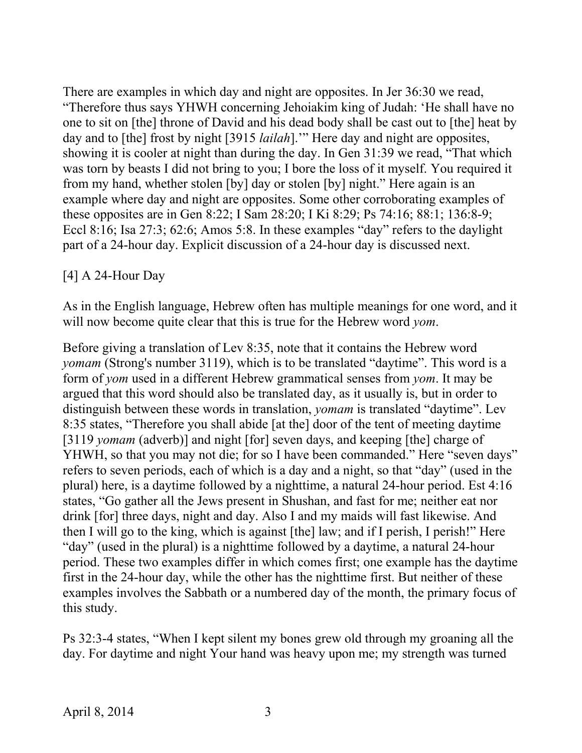There are examples in which day and night are opposites. In Jer 36:30 we read, "Therefore thus says YHWH concerning Jehoiakim king of Judah: 'He shall have no one to sit on [the] throne of David and his dead body shall be cast out to [the] heat by day and to [the] frost by night [3915 *lailah*].'" Here day and night are opposites, showing it is cooler at night than during the day. In Gen 31:39 we read, "That which was torn by beasts I did not bring to you; I bore the loss of it myself. You required it from my hand, whether stolen [by] day or stolen [by] night." Here again is an example where day and night are opposites. Some other corroborating examples of these opposites are in Gen 8:22; I Sam 28:20; I Ki 8:29; Ps 74:16; 88:1; 136:8-9; Eccl 8:16; Isa 27:3; 62:6; Amos 5:8. In these examples "day" refers to the daylight part of a 24-hour day. Explicit discussion of a 24-hour day is discussed next.

[4] A 24-Hour Day

As in the English language, Hebrew often has multiple meanings for one word, and it will now become quite clear that this is true for the Hebrew word *yom*.

Before giving a translation of Lev 8:35, note that it contains the Hebrew word *yomam* (Strong's number 3119), which is to be translated "daytime". This word is a form of *yom* used in a different Hebrew grammatical senses from *yom*. It may be argued that this word should also be translated day, as it usually is, but in order to distinguish between these words in translation, *yomam* is translated "daytime". Lev 8:35 states, "Therefore you shall abide [at the] door of the tent of meeting daytime [3119 *yomam* (adverb)] and night [for] seven days, and keeping [the] charge of YHWH, so that you may not die; for so I have been commanded." Here "seven days" refers to seven periods, each of which is a day and a night, so that "day" (used in the plural) here, is a daytime followed by a nighttime, a natural 24-hour period. Est 4:16 states, "Go gather all the Jews present in Shushan, and fast for me; neither eat nor drink [for] three days, night and day. Also I and my maids will fast likewise. And then I will go to the king, which is against [the] law; and if I perish, I perish!" Here "day" (used in the plural) is a nighttime followed by a daytime, a natural 24-hour period. These two examples differ in which comes first; one example has the daytime first in the 24-hour day, while the other has the nighttime first. But neither of these examples involves the Sabbath or a numbered day of the month, the primary focus of this study.

Ps 32:3-4 states, "When I kept silent my bones grew old through my groaning all the day. For daytime and night Your hand was heavy upon me; my strength was turned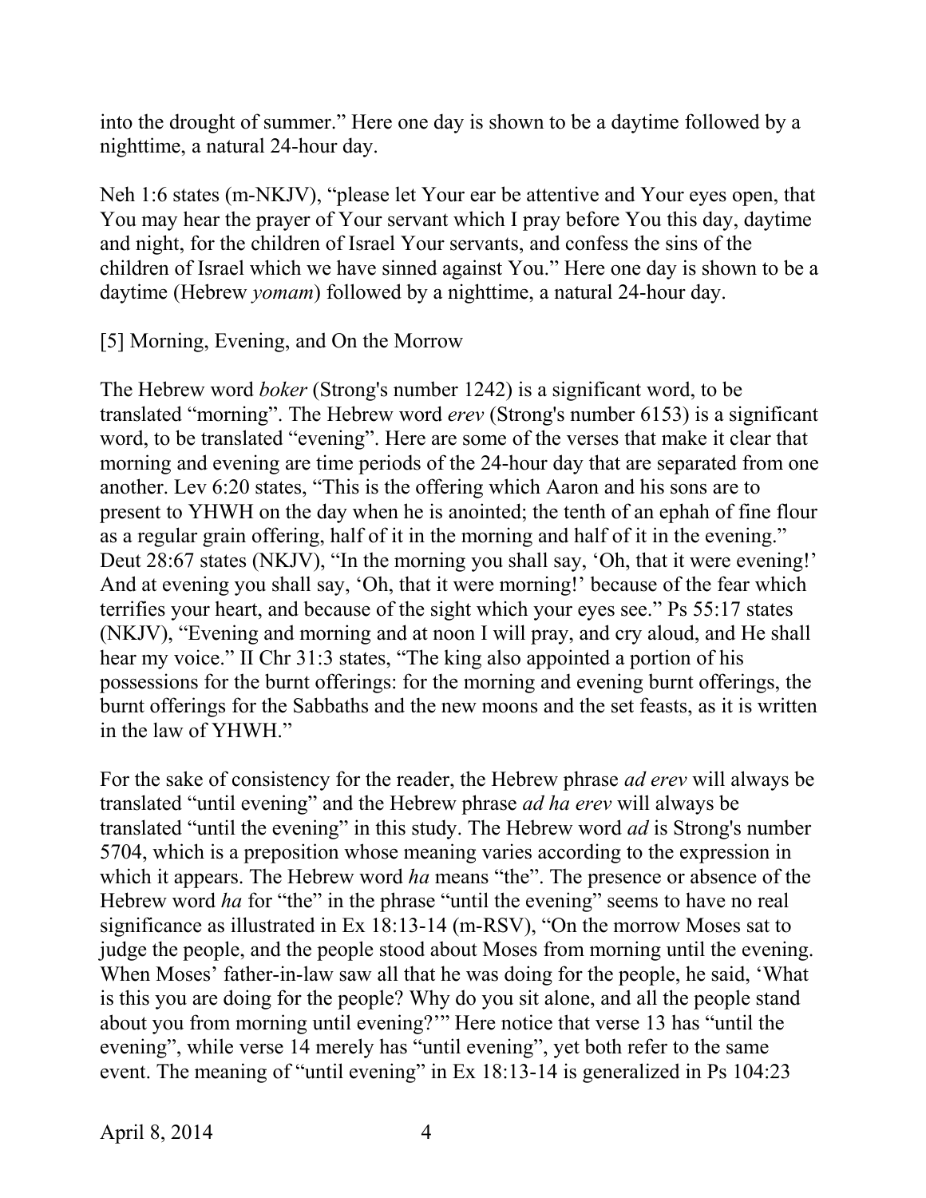into the drought of summer." Here one day is shown to be a daytime followed by a nighttime, a natural 24-hour day.

Neh 1:6 states (m-NKJV), "please let Your ear be attentive and Your eyes open, that You may hear the prayer of Your servant which I pray before You this day, daytime and night, for the children of Israel Your servants, and confess the sins of the children of Israel which we have sinned against You." Here one day is shown to be a daytime (Hebrew *yomam*) followed by a nighttime, a natural 24-hour day.

[5] Morning, Evening, and On the Morrow

The Hebrew word *boker* (Strong's number 1242) is a significant word, to be translated "morning". The Hebrew word *erev* (Strong's number 6153) is a significant word, to be translated "evening". Here are some of the verses that make it clear that morning and evening are time periods of the 24-hour day that are separated from one another. Lev 6:20 states, "This is the offering which Aaron and his sons are to present to YHWH on the day when he is anointed; the tenth of an ephah of fine flour as a regular grain offering, half of it in the morning and half of it in the evening." Deut 28:67 states (NKJV), "In the morning you shall say, 'Oh, that it were evening!' And at evening you shall say, 'Oh, that it were morning!' because of the fear which terrifies your heart, and because of the sight which your eyes see." Ps 55:17 states (NKJV), "Evening and morning and at noon I will pray, and cry aloud, and He shall hear my voice." II Chr 31:3 states, "The king also appointed a portion of his possessions for the burnt offerings: for the morning and evening burnt offerings, the burnt offerings for the Sabbaths and the new moons and the set feasts, as it is written in the law of YHWH."

For the sake of consistency for the reader, the Hebrew phrase *ad erev* will always be translated "until evening" and the Hebrew phrase *ad ha erev* will always be translated "until the evening" in this study. The Hebrew word *ad* is Strong's number 5704, which is a preposition whose meaning varies according to the expression in which it appears. The Hebrew word *ha* means "the". The presence or absence of the Hebrew word *ha* for "the" in the phrase "until the evening" seems to have no real significance as illustrated in Ex 18:13-14 (m-RSV), "On the morrow Moses sat to judge the people, and the people stood about Moses from morning until the evening. When Moses' father-in-law saw all that he was doing for the people, he said, 'What is this you are doing for the people? Why do you sit alone, and all the people stand about you from morning until evening?'" Here notice that verse 13 has "until the evening", while verse 14 merely has "until evening", yet both refer to the same event. The meaning of "until evening" in Ex 18:13-14 is generalized in Ps 104:23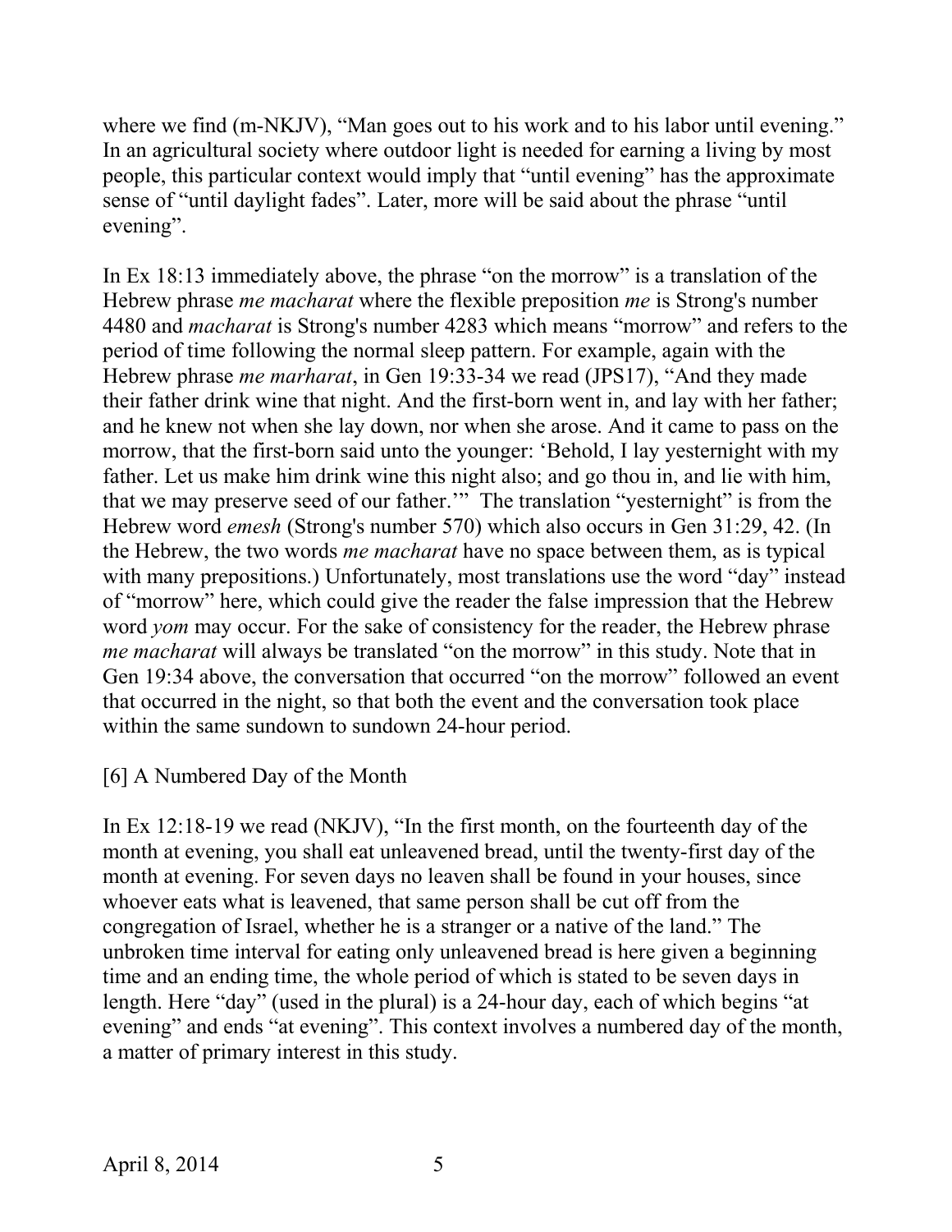where we find (m-NKJV), "Man goes out to his work and to his labor until evening." In an agricultural society where outdoor light is needed for earning a living by most people, this particular context would imply that "until evening" has the approximate sense of "until daylight fades". Later, more will be said about the phrase "until evening".

In Ex 18:13 immediately above, the phrase "on the morrow" is a translation of the Hebrew phrase *me macharat* where the flexible preposition *me* is Strong's number 4480 and *macharat* is Strong's number 4283 which means "morrow" and refers to the period of time following the normal sleep pattern. For example, again with the Hebrew phrase *me marharat*, in Gen 19:33-34 we read (JPS17), "And they made their father drink wine that night. And the first-born went in, and lay with her father; and he knew not when she lay down, nor when she arose. And it came to pass on the morrow, that the first-born said unto the younger: 'Behold, I lay yesternight with my father. Let us make him drink wine this night also; and go thou in, and lie with him, that we may preserve seed of our father.'" The translation "yesternight" is from the Hebrew word *emesh* (Strong's number 570) which also occurs in Gen 31:29, 42. (In the Hebrew, the two words *me macharat* have no space between them, as is typical with many prepositions.) Unfortunately, most translations use the word "day" instead of "morrow" here, which could give the reader the false impression that the Hebrew word *yom* may occur. For the sake of consistency for the reader, the Hebrew phrase *me macharat* will always be translated "on the morrow" in this study. Note that in Gen 19:34 above, the conversation that occurred "on the morrow" followed an event that occurred in the night, so that both the event and the conversation took place within the same sundown to sundown 24-hour period.

[6] A Numbered Day of the Month

In Ex 12:18-19 we read (NKJV), "In the first month, on the fourteenth day of the month at evening, you shall eat unleavened bread, until the twenty-first day of the month at evening. For seven days no leaven shall be found in your houses, since whoever eats what is leavened, that same person shall be cut off from the congregation of Israel, whether he is a stranger or a native of the land." The unbroken time interval for eating only unleavened bread is here given a beginning time and an ending time, the whole period of which is stated to be seven days in length. Here "day" (used in the plural) is a 24-hour day, each of which begins "at evening" and ends "at evening". This context involves a numbered day of the month, a matter of primary interest in this study.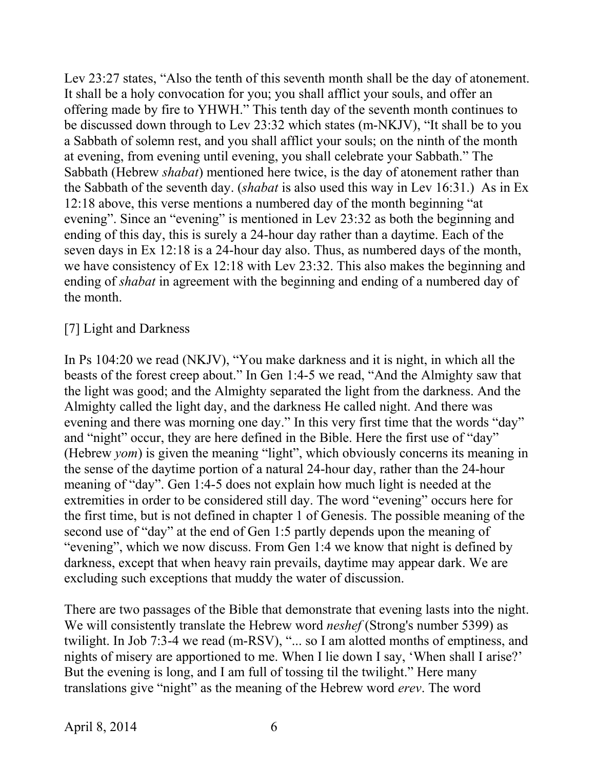Lev 23:27 states, “Also the tenth of this seventh month shall be the day of atonement. It shall be a holy convocation for you; you shall afflict your souls, and offer an offering made by fire to YHWH.” This tenth day of the seventh month continues to be discussed down through to Lev 23:32 which states (m-NKJV), “It shall be to you a Sabbath of solemn rest, and you shall afflict your souls; on the ninth of the month at evening, from evening until evening, you shall celebrate your Sabbath.” The Sabbath (Hebrew *shabat*) mentioned here twice, is the day of atonement rather than the Sabbath of the seventh day. (*shabat* is also used this way in Lev 16:31.) As in Ex 12:18 above, this verse mentions a numbered day of the month beginning “at evening”. Since an “evening” is mentioned in Lev 23:32 as both the beginning and ending of this day, this is surely a 24-hour day rather than a daytime. Each of the seven days in Ex 12:18 is a 24-hour day also. Thus, as numbered days of the month, we have consistency of Ex 12:18 with Lev 23:32. This also makes the beginning and ending of *shabat* in agreement with the beginning and ending of a numbered day of the month.

[7] Light and Darkness

In Ps 104:20 we read (NKJV), “You make darkness and it is night, in which all the beasts of the forest creep about.” In Gen 1:4-5 we read, “And the Almighty saw that the light was good; and the Almighty separated the light from the darkness. And the Almighty called the light day, and the darkness He called night. And there was evening and there was morning one day.” In this very first time that the words “day” and “night” occur, they are here defined in the Bible. Here the first use of “day” (Hebrew *yom*) is given the meaning “light”, which obviously concerns its meaning in the sense of the daytime portion of a natural 24-hour day, rather than the 24-hour meaning of “day”. Gen 1:4-5 does not explain how much light is needed at the extremities in order to be considered still day. The word “evening” occurs here for the first time, but is not defined in chapter 1 of Genesis. The possible meaning of the second use of “day” at the end of Gen 1:5 partly depends upon the meaning of “evening”, which we now discuss. From Gen 1:4 we know that night is defined by darkness, except that when heavy rain prevails, daytime may appear dark. We are excluding such exceptions that muddy the water of discussion.

There are two passages of the Bible that demonstrate that evening lasts into the night. We will consistently translate the Hebrew word *neshef* (Strong's number 5399) as twilight. In Job 7:3-4 we read (m-RSV), “... so I am alotted months of emptiness, and nights of misery are apportioned to me. When I lie down I say, ‘When shall I arise?’ But the evening is long, and I am full of tossing til the twilight.” Here many translations give “night” as the meaning of the Hebrew word *erev*. The word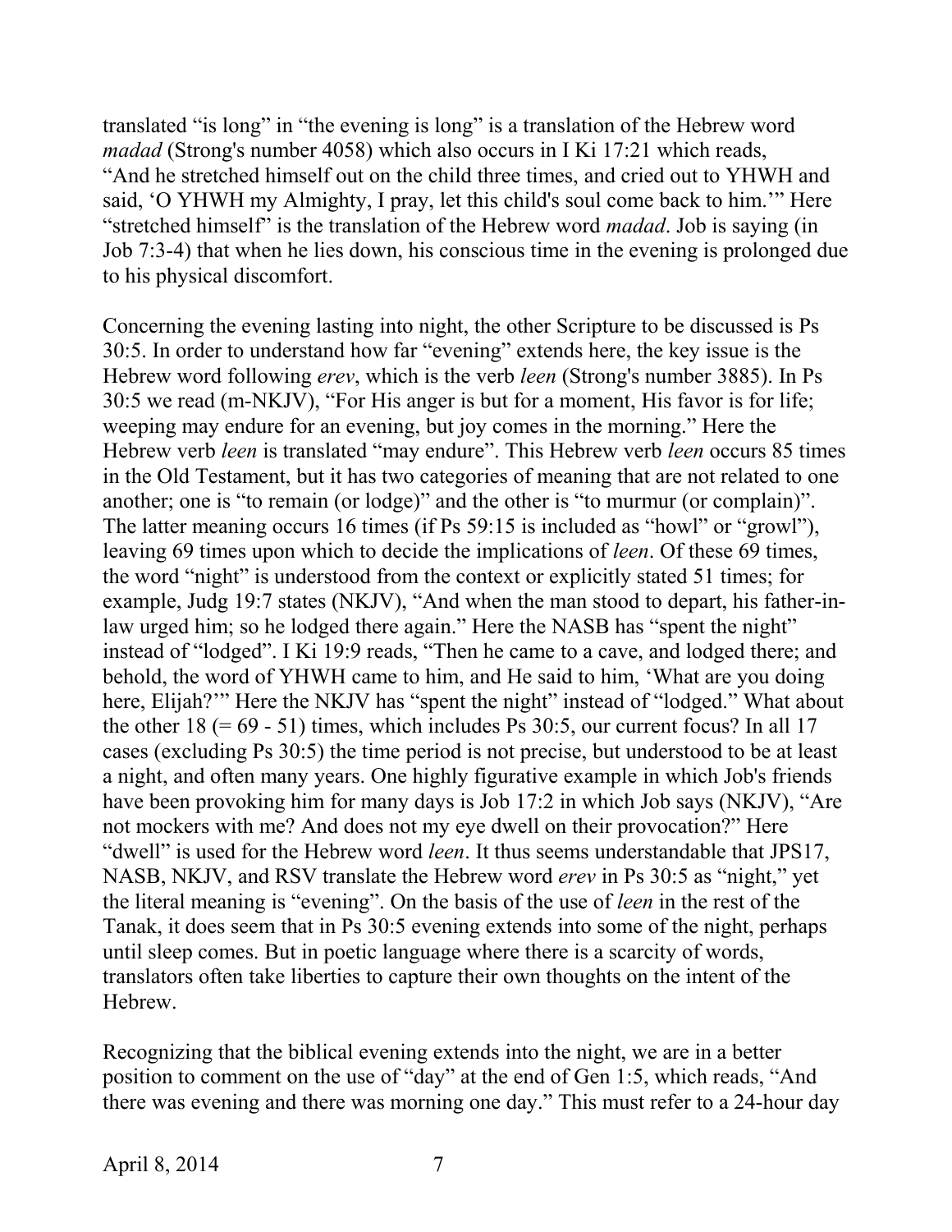translated “is long” in “the evening is long” is a translation of the Hebrew word *madad* (Strong's number 4058) which also occurs in I Ki 17:21 which reads, “And he stretched himself out on the child three times, and cried out to YHWH and said, ‘O YHWH my Almighty, I pray, let this child's soul come back to him.’” Here “stretched himself” is the translation of the Hebrew word *madad*. Job is saying (in Job 7:3-4) that when he lies down, his conscious time in the evening is prolonged due to his physical discomfort.

Concerning the evening lasting into night, the other Scripture to be discussed is Ps 30:5. In order to understand how far “evening” extends here, the key issue is the Hebrew word following *erev*, which is the verb *leen* (Strong's number 3885). In Ps 30:5 we read (m-NKJV), “For His anger is but for a moment, His favor is for life; weeping may endure for an evening, but joy comes in the morning.” Here the Hebrew verb *leen* is translated “may endure”. This Hebrew verb *leen* occurs 85 times in the Old Testament, but it has two categories of meaning that are not related to one another; one is “to remain (or lodge)” and the other is “to murmur (or complain)”. The latter meaning occurs 16 times (if Ps 59:15 is included as “howl” or “growl”), leaving 69 times upon which to decide the implications of *leen*. Of these 69 times, the word “night” is understood from the context or explicitly stated 51 times; for example, Judg 19:7 states (NKJV), “And when the man stood to depart, his father-in-law urged him; so he lodged there again.” Here the NASB has “spent the night” instead of “lodged”. I Ki 19:9 reads, “Then he came to a cave, and lodged there; and behold, the word of YHWH came to him, and He said to him, ‘What are you doing here, Elijah?’” Here the NKJV has “spent the night” instead of “lodged.” What about the other 18 (= 69 - 51) times, which includes Ps 30:5, our current focus? In all 17 cases (excluding Ps 30:5) the time period is not precise, but understood to be at least a night, and often many years. One highly figurative example in which Job's friends have been provoking him for many days is Job 17:2 in which Job says (NKJV), “Are not mockers with me? And does not my eye dwell on their provocation?” Here “dwell” is used for the Hebrew word *leen*. It thus seems understandable that JPS17, NASB, NKJV, and RSV translate the Hebrew word *erev* in Ps 30:5 as “night,” yet the literal meaning is “evening”. On the basis of the use of *leen* in the rest of the Tanak, it does seem that in Ps 30:5 evening extends into some of the night, perhaps until sleep comes. But in poetic language where there is a scarcity of words, translators often take liberties to capture their own thoughts on the intent of the Hebrew.

Recognizing that the biblical evening extends into the night, we are in a better position to comment on the use of “day” at the end of Gen 1:5, which reads, “And there was evening and there was morning one day.” This must refer to a 24-hour day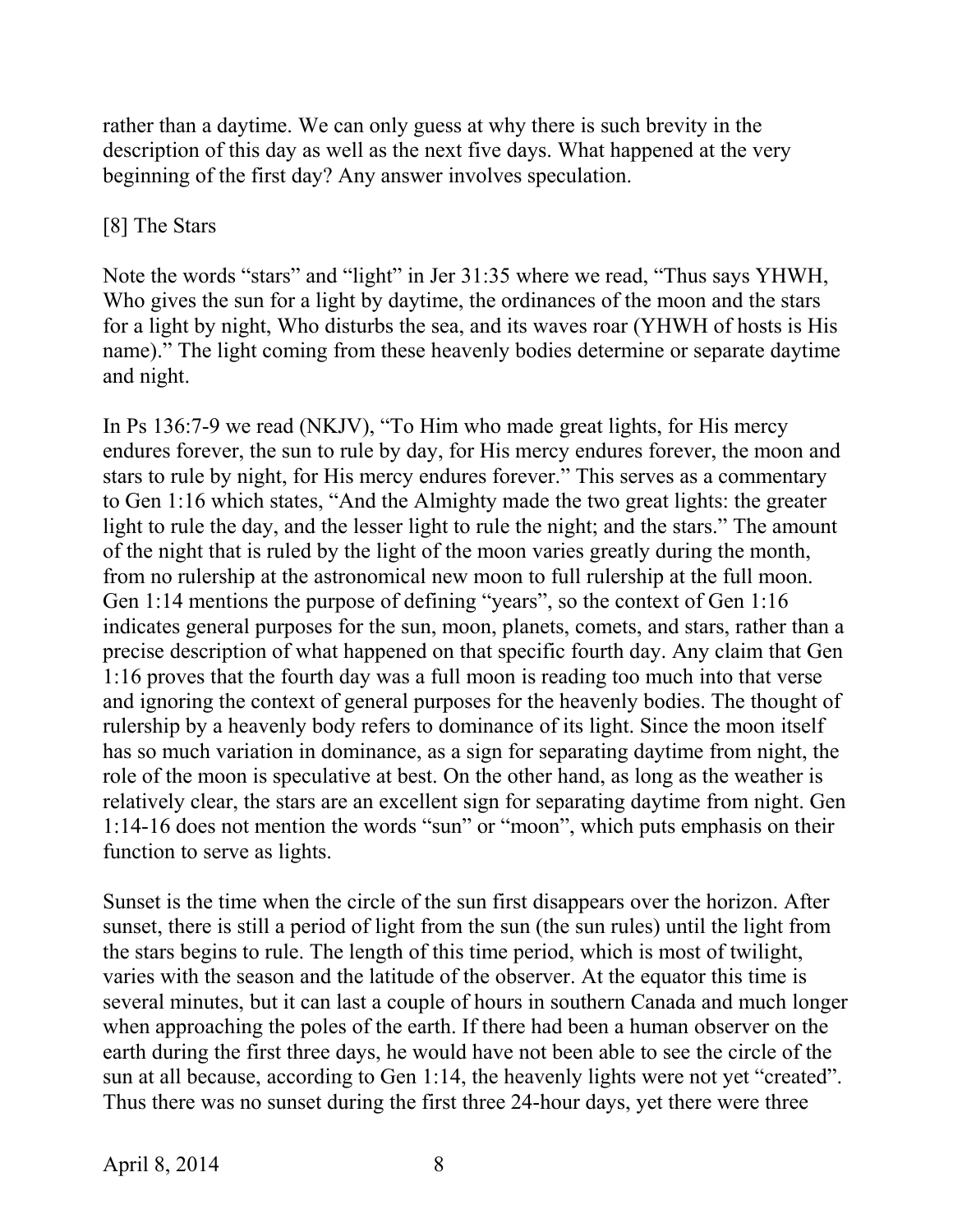rather than a daytime. We can only guess at why there is such brevity in the description of this day as well as the next five days. What happened at the very beginning of the first day? Any answer involves speculation.

## [8] The Stars

Note the words "stars" and "light" in Jer 31:35 where we read, "Thus says YHWH, Who gives the sun for a light by daytime, the ordinances of the moon and the stars for a light by night, Who disturbs the sea, and its waves roar (YHWH of hosts is His name)." The light coming from these heavenly bodies determine or separate daytime and night.

In Ps 136:7-9 we read (NKJV), "To Him who made great lights, for His mercy endures forever, the sun to rule by day, for His mercy endures forever, the moon and stars to rule by night, for His mercy endures forever." This serves as a commentary to Gen 1:16 which states, "And the Almighty made the two great lights: the greater light to rule the day, and the lesser light to rule the night; and the stars." The amount of the night that is ruled by the light of the moon varies greatly during the month, from no rulership at the astronomical new moon to full rulership at the full moon. Gen 1:14 mentions the purpose of defining "years", so the context of Gen 1:16 indicates general purposes for the sun, moon, planets, comets, and stars, rather than a precise description of what happened on that specific fourth day. Any claim that Gen 1:16 proves that the fourth day was a full moon is reading too much into that verse and ignoring the context of general purposes for the heavenly bodies. The thought of rulership by a heavenly body refers to dominance of its light. Since the moon itself has so much variation in dominance, as a sign for separating daytime from night, the role of the moon is speculative at best. On the other hand, as long as the weather is relatively clear, the stars are an excellent sign for separating daytime from night. Gen 1:14-16 does not mention the words "sun" or "moon", which puts emphasis on their function to serve as lights.

Sunset is the time when the circle of the sun first disappears over the horizon. After sunset, there is still a period of light from the sun (the sun rules) until the light from the stars begins to rule. The length of this time period, which is most of twilight, varies with the season and the latitude of the observer. At the equator this time is several minutes, but it can last a couple of hours in southern Canada and much longer when approaching the poles of the earth. If there had been a human observer on the earth during the first three days, he would have not been able to see the circle of the sun at all because, according to Gen 1:14, the heavenly lights were not yet "created". Thus there was no sunset during the first three 24-hour days, yet there were three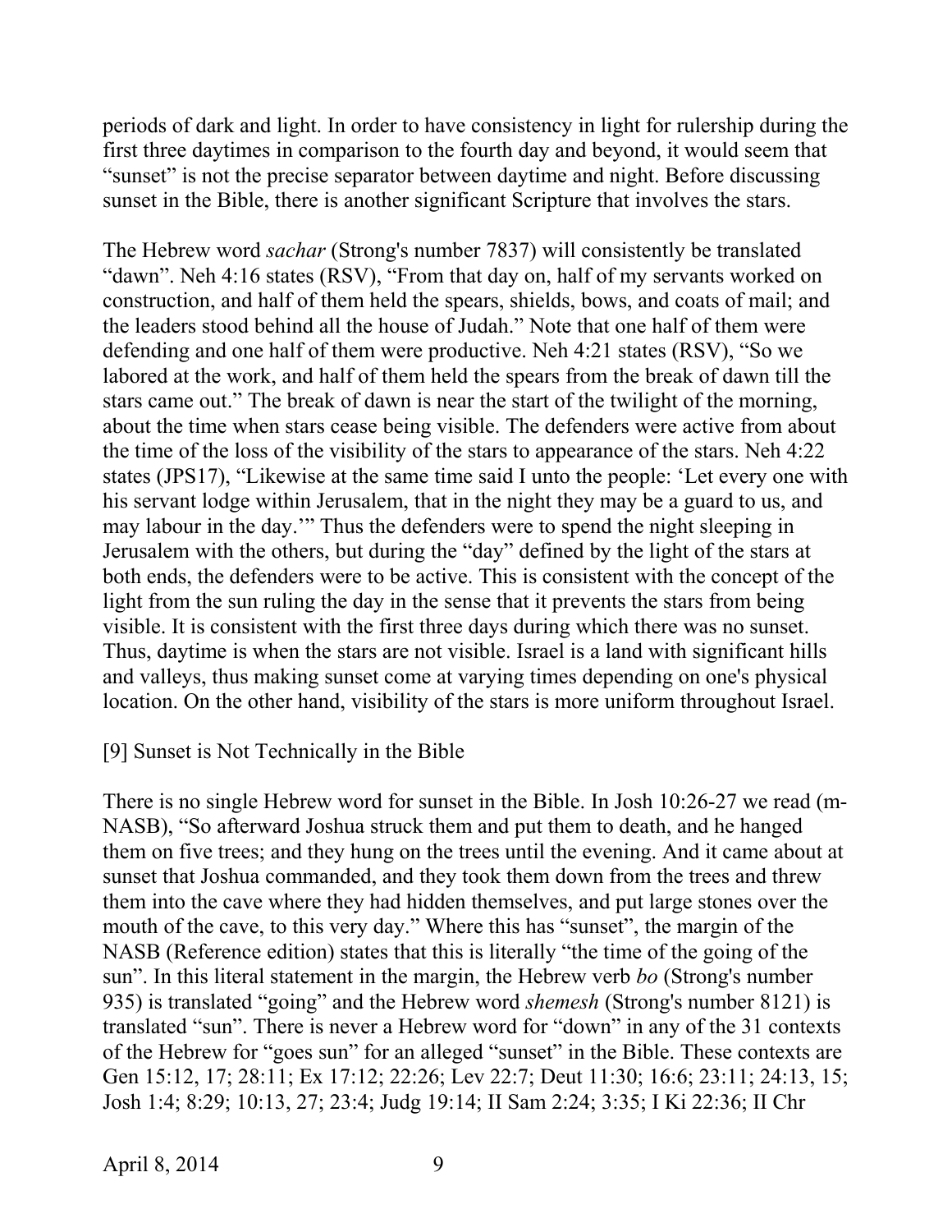periods of dark and light. In order to have consistency in light for rulership during the first three daytimes in comparison to the fourth day and beyond, it would seem that "sunset" is not the precise separator between daytime and night. Before discussing sunset in the Bible, there is another significant Scripture that involves the stars.

The Hebrew word *sachar* (Strong's number 7837) will consistently be translated "dawn". Neh 4:16 states (RSV), "From that day on, half of my servants worked on construction, and half of them held the spears, shields, bows, and coats of mail; and the leaders stood behind all the house of Judah." Note that one half of them were defending and one half of them were productive. Neh 4:21 states (RSV), "So we labored at the work, and half of them held the spears from the break of dawn till the stars came out." The break of dawn is near the start of the twilight of the morning, about the time when stars cease being visible. The defenders were active from about the time of the loss of the visibility of the stars to appearance of the stars. Neh 4:22 states (JPS17), "Likewise at the same time said I unto the people: 'Let every one with his servant lodge within Jerusalem, that in the night they may be a guard to us, and may labour in the day.'" Thus the defenders were to spend the night sleeping in Jerusalem with the others, but during the "day" defined by the light of the stars at both ends, the defenders were to be active. This is consistent with the concept of the light from the sun ruling the day in the sense that it prevents the stars from being visible. It is consistent with the first three days during which there was no sunset. Thus, daytime is when the stars are not visible. Israel is a land with significant hills and valleys, thus making sunset come at varying times depending on one's physical location. On the other hand, visibility of the stars is more uniform throughout Israel.

## [9] Sunset is Not Technically in the Bible

There is no single Hebrew word for sunset in the Bible. In Josh 10:26-27 we read (m-NASB), "So afterward Joshua struck them and put them to death, and he hanged them on five trees; and they hung on the trees until the evening. And it came about at sunset that Joshua commanded, and they took them down from the trees and threw them into the cave where they had hidden themselves, and put large stones over the mouth of the cave, to this very day." Where this has "sunset", the margin of the NASB (Reference edition) states that this is literally "the time of the going of the sun". In this literal statement in the margin, the Hebrew verb *bo* (Strong's number 935) is translated "going" and the Hebrew word *shemesh* (Strong's number 8121) is translated "sun". There is never a Hebrew word for "down" in any of the 31 contexts of the Hebrew for "goes sun" for an alleged "sunset" in the Bible. These contexts are Gen 15:12, 17; 28:11; Ex 17:12; 22:26; Lev 22:7; Deut 11:30; 16:6; 23:11; 24:13, 15; Josh 1:4; 8:29; 10:13, 27; 23:4; Judg 19:14; II Sam 2:24; 3:35; I Ki 22:36; II Chr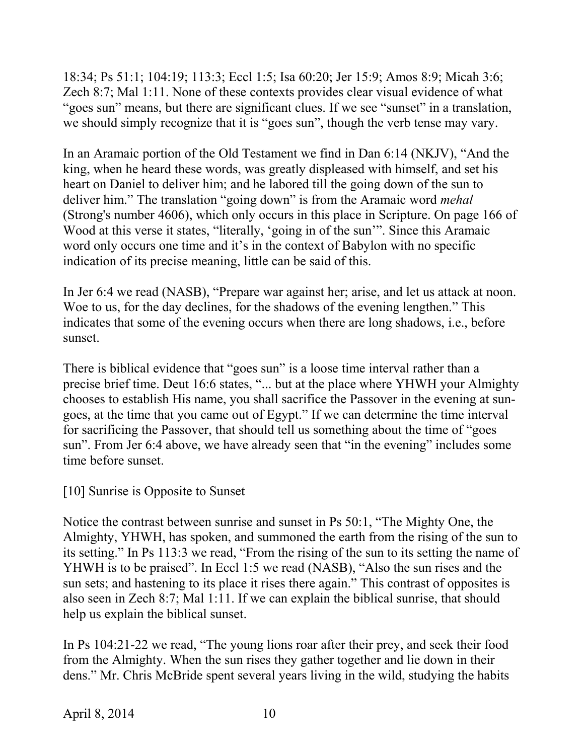18:34; Ps 51:1; 104:19; 113:3; Eccl 1:5; Isa 60:20; Jer 15:9; Amos 8:9; Micah 3:6; Zech 8:7; Mal 1:11. None of these contexts provides clear visual evidence of what "goes sun" means, but there are significant clues. If we see "sunset" in a translation, we should simply recognize that it is "goes sun", though the verb tense may vary.

In an Aramaic portion of the Old Testament we find in Dan 6:14 (NKJV), "And the king, when he heard these words, was greatly displeased with himself, and set his heart on Daniel to deliver him; and he labored till the going down of the sun to deliver him." The translation "going down" is from the Aramaic word *mehal* (Strong's number 4606), which only occurs in this place in Scripture. On page 166 of Wood at this verse it states, "literally, 'going in of the sun'". Since this Aramaic word only occurs one time and it's in the context of Babylon with no specific indication of its precise meaning, little can be said of this.

In Jer 6:4 we read (NASB), "Prepare war against her; arise, and let us attack at noon. Woe to us, for the day declines, for the shadows of the evening lengthen." This indicates that some of the evening occurs when there are long shadows, i.e., before sunset.

There is biblical evidence that "goes sun" is a loose time interval rather than a precise brief time. Deut 16:6 states, "... but at the place where YHWH your Almighty chooses to establish His name, you shall sacrifice the Passover in the evening at sun-goes, at the time that you came out of Egypt." If we can determine the time interval for sacrificing the Passover, that should tell us something about the time of "goes sun". From Jer 6:4 above, we have already seen that "in the evening" includes some time before sunset.

## [10] Sunrise is Opposite to Sunset

Notice the contrast between sunrise and sunset in Ps 50:1, "The Mighty One, the Almighty, YHWH, has spoken, and summoned the earth from the rising of the sun to its setting." In Ps 113:3 we read, "From the rising of the sun to its setting the name of YHWH is to be praised". In Eccl 1:5 we read (NASB), "Also the sun rises and the sun sets; and hastening to its place it rises there again." This contrast of opposites is also seen in Zech 8:7; Mal 1:11. If we can explain the biblical sunrise, that should help us explain the biblical sunset.

In Ps 104:21-22 we read, "The young lions roar after their prey, and seek their food from the Almighty. When the sun rises they gather together and lie down in their dens." Mr. Chris McBride spent several years living in the wild, studying the habits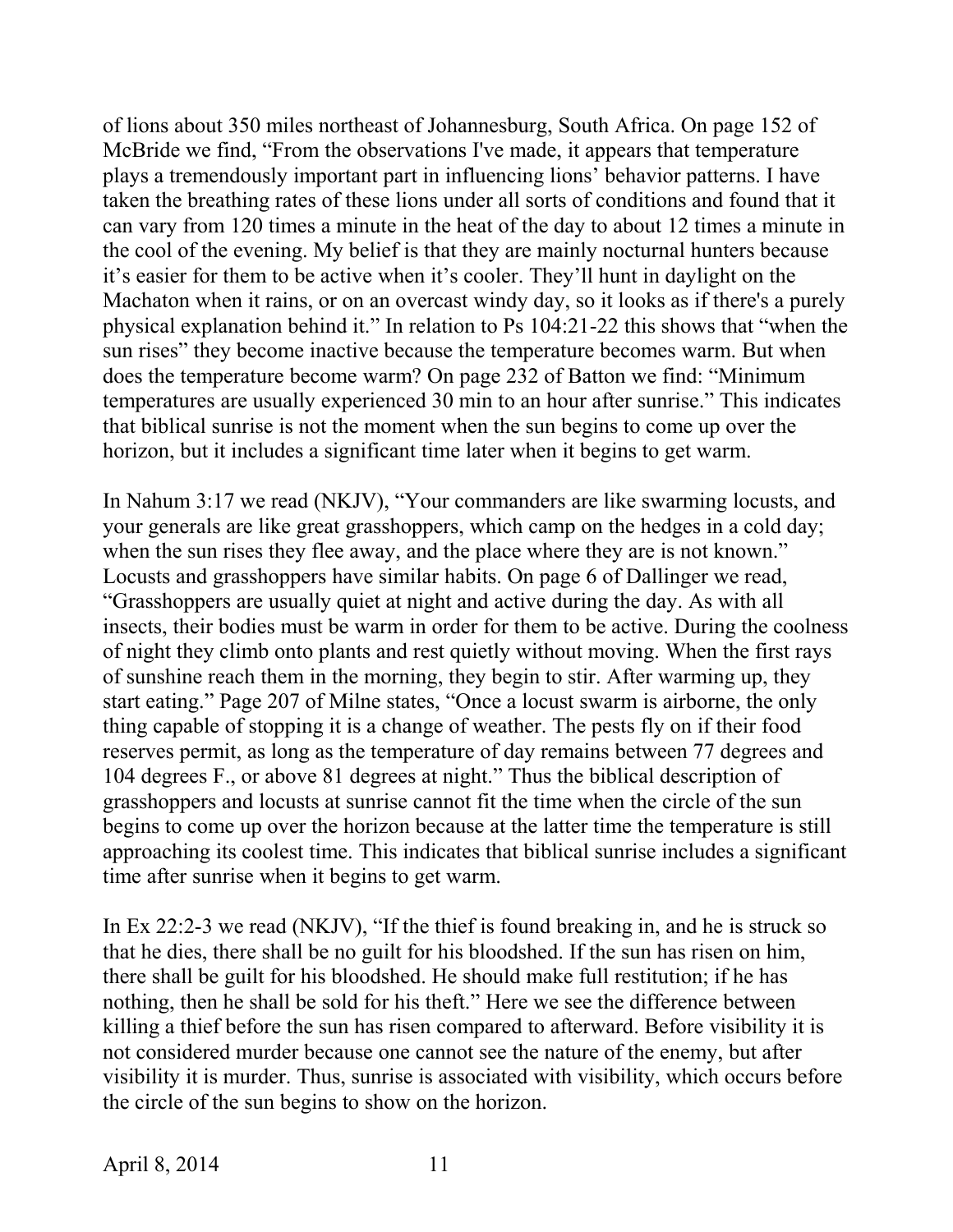of lions about 350 miles northeast of Johannesburg, South Africa. On page 152 of McBride we find, "From the observations I've made, it appears that temperature plays a tremendously important part in influencing lions' behavior patterns. I have taken the breathing rates of these lions under all sorts of conditions and found that it can vary from 120 times a minute in the heat of the day to about 12 times a minute in the cool of the evening. My belief is that they are mainly nocturnal hunters because it's easier for them to be active when it's cooler. They'll hunt in daylight on the Machaton when it rains, or on an overcast windy day, so it looks as if there's a purely physical explanation behind it." In relation to Ps 104:21-22 this shows that "when the sun rises" they become inactive because the temperature becomes warm. But when does the temperature become warm? On page 232 of Batton we find: "Minimum temperatures are usually experienced 30 min to an hour after sunrise." This indicates that biblical sunrise is not the moment when the sun begins to come up over the horizon, but it includes a significant time later when it begins to get warm.

In Nahum 3:17 we read (NKJV), "Your commanders are like swarming locusts, and your generals are like great grasshoppers, which camp on the hedges in a cold day; when the sun rises they flee away, and the place where they are is not known." Locusts and grasshoppers have similar habits. On page 6 of Dallinger we read, "Grasshoppers are usually quiet at night and active during the day. As with all insects, their bodies must be warm in order for them to be active. During the coolness of night they climb onto plants and rest quietly without moving. When the first rays of sunshine reach them in the morning, they begin to stir. After warming up, they start eating." Page 207 of Milne states, "Once a locust swarm is airborne, the only thing capable of stopping it is a change of weather. The pests fly on if their food reserves permit, as long as the temperature of day remains between 77 degrees and 104 degrees F., or above 81 degrees at night." Thus the biblical description of grasshoppers and locusts at sunrise cannot fit the time when the circle of the sun begins to come up over the horizon because at the latter time the temperature is still approaching its coolest time. This indicates that biblical sunrise includes a significant time after sunrise when it begins to get warm.

In Ex 22:2-3 we read (NKJV), "If the thief is found breaking in, and he is struck so that he dies, there shall be no guilt for his bloodshed. If the sun has risen on him, there shall be guilt for his bloodshed. He should make full restitution; if he has nothing, then he shall be sold for his theft." Here we see the difference between killing a thief before the sun has risen compared to afterward. Before visibility it is not considered murder because one cannot see the nature of the enemy, but after visibility it is murder. Thus, sunrise is associated with visibility, which occurs before the circle of the sun begins to show on the horizon.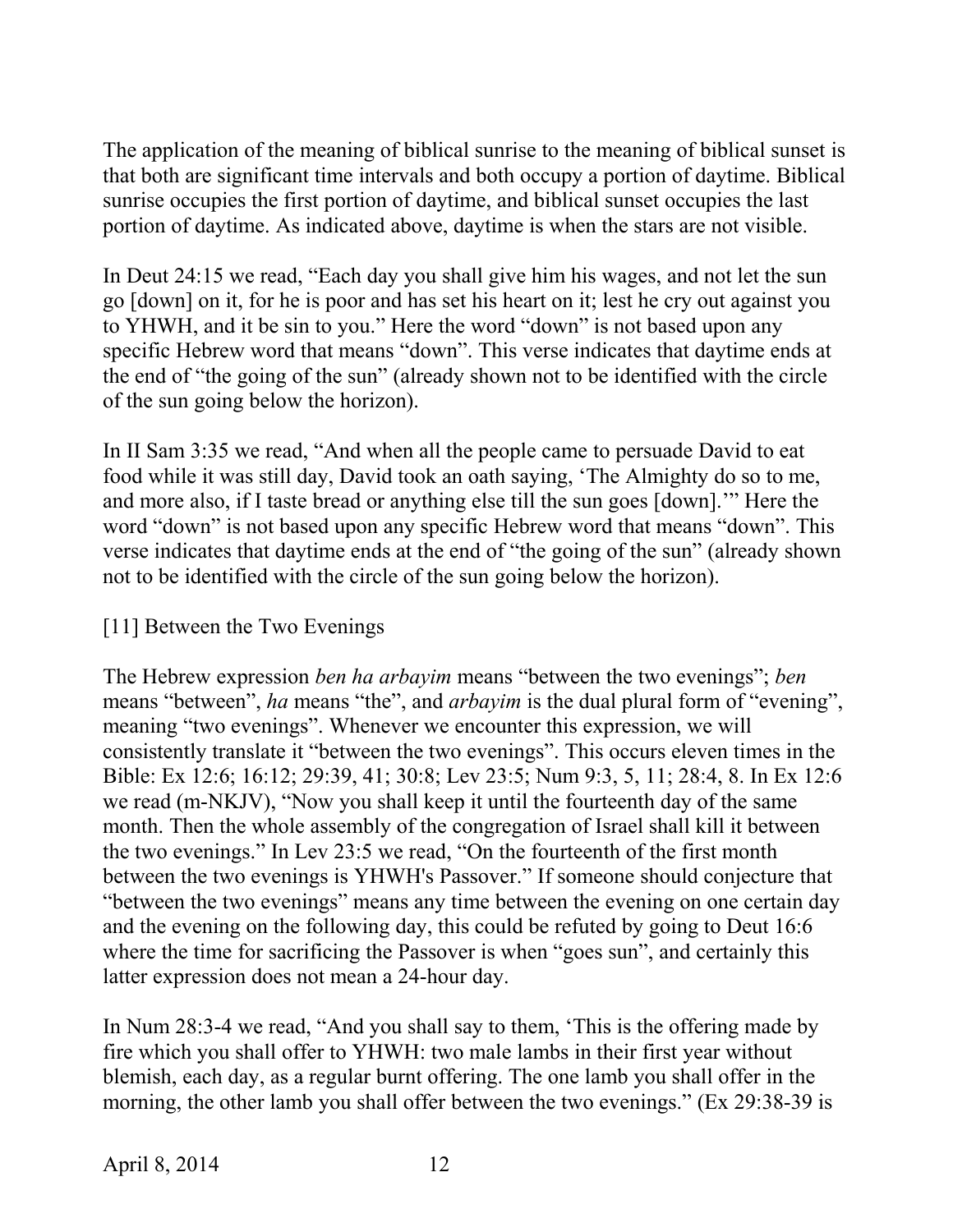The application of the meaning of biblical sunrise to the meaning of biblical sunset is that both are significant time intervals and both occupy a portion of daytime. Biblical sunrise occupies the first portion of daytime, and biblical sunset occupies the last portion of daytime. As indicated above, daytime is when the stars are not visible.

In Deut 24:15 we read, "Each day you shall give him his wages, and not let the sun go [down] on it, for he is poor and has set his heart on it; lest he cry out against you to YHWH, and it be sin to you." Here the word "down" is not based upon any specific Hebrew word that means "down". This verse indicates that daytime ends at the end of "the going of the sun" (already shown not to be identified with the circle of the sun going below the horizon).

In II Sam 3:35 we read, "And when all the people came to persuade David to eat food while it was still day, David took an oath saying, 'The Almighty do so to me, and more also, if I taste bread or anything else till the sun goes [down].'" Here the word "down" is not based upon any specific Hebrew word that means "down". This verse indicates that daytime ends at the end of "the going of the sun" (already shown not to be identified with the circle of the sun going below the horizon).

[11] Between the Two Evenings

The Hebrew expression *ben ha arbayim* means "between the two evenings"; *ben* means "between", *ha* means "the", and *arbayim* is the dual plural form of "evening", meaning "two evenings". Whenever we encounter this expression, we will consistently translate it "between the two evenings". This occurs eleven times in the Bible: Ex 12:6; 16:12; 29:39, 41; 30:8; Lev 23:5; Num 9:3, 5, 11; 28:4, 8. In Ex 12:6 we read (m-NKJV), "Now you shall keep it until the fourteenth day of the same month. Then the whole assembly of the congregation of Israel shall kill it between the two evenings." In Lev 23:5 we read, "On the fourteenth of the first month between the two evenings is YHWH's Passover." If someone should conjecture that "between the two evenings" means any time between the evening on one certain day and the evening on the following day, this could be refuted by going to Deut 16:6 where the time for sacrificing the Passover is when "goes sun", and certainly this latter expression does not mean a 24-hour day.

In Num 28:3-4 we read, "And you shall say to them, 'This is the offering made by fire which you shall offer to YHWH: two male lambs in their first year without blemish, each day, as a regular burnt offering. The one lamb you shall offer in the morning, the other lamb you shall offer between the two evenings." (Ex 29:38-39 is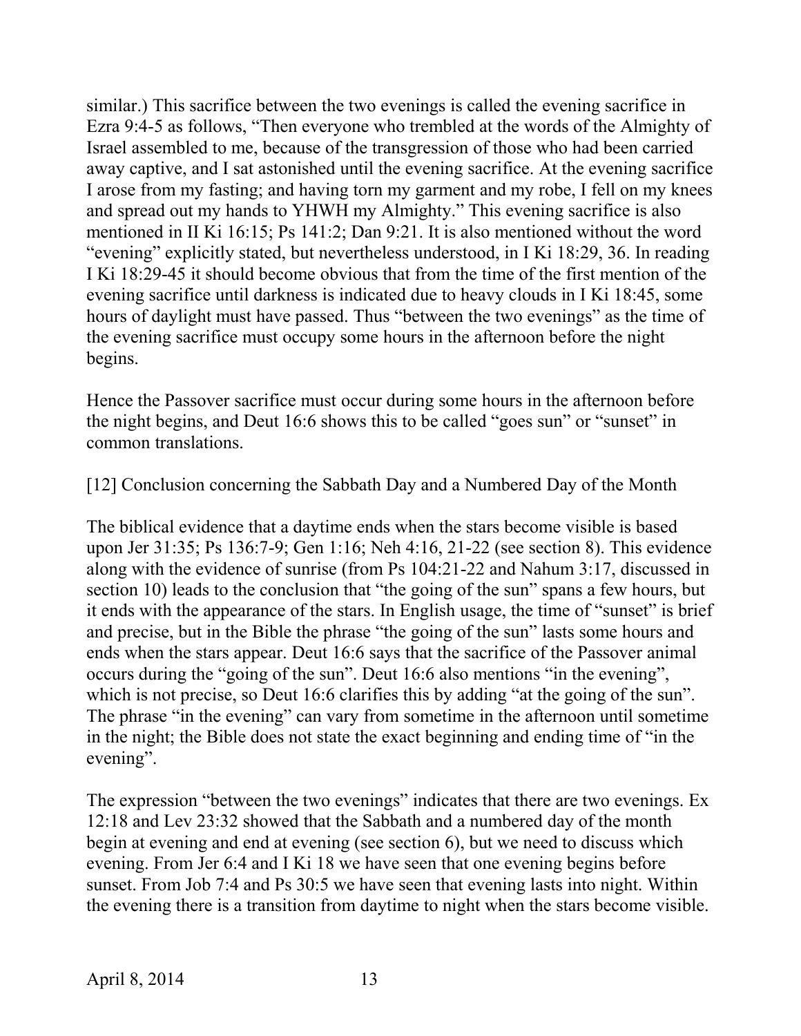similar.) This sacrifice between the two evenings is called the evening sacrifice in Ezra 9:4-5 as follows, "Then everyone who trembled at the words of the Almighty of Israel assembled to me, because of the transgression of those who had been carried away captive, and I sat astonished until the evening sacrifice. At the evening sacrifice I arose from my fasting; and having torn my garment and my robe, I fell on my knees and spread out my hands to YHWH my Almighty." This evening sacrifice is also mentioned in II Ki 16:15; Ps 141:2; Dan 9:21. It is also mentioned without the word "evening" explicitly stated, but nevertheless understood, in I Ki 18:29, 36. In reading I Ki 18:29-45 it should become obvious that from the time of the first mention of the evening sacrifice until darkness is indicated due to heavy clouds in I Ki 18:45, some hours of daylight must have passed. Thus "between the two evenings" as the time of the evening sacrifice must occupy some hours in the afternoon before the night begins.

Hence the Passover sacrifice must occur during some hours in the afternoon before the night begins, and Deut 16:6 shows this to be called "goes sun" or "sunset" in common translations.

## [12] Conclusion concerning the Sabbath Day and a Numbered Day of the Month

The biblical evidence that a daytime ends when the stars become visible is based upon Jer 31:35; Ps 136:7-9; Gen 1:16; Neh 4:16, 21-22 (see section 8). This evidence along with the evidence of sunrise (from Ps 104:21-22 and Nahum 3:17, discussed in section 10) leads to the conclusion that "the going of the sun" spans a few hours, but it ends with the appearance of the stars. In English usage, the time of "sunset" is brief and precise, but in the Bible the phrase "the going of the sun" lasts some hours and ends when the stars appear. Deut 16:6 says that the sacrifice of the Passover animal occurs during the "going of the sun". Deut 16:6 also mentions "in the evening", which is not precise, so Deut 16:6 clarifies this by adding "at the going of the sun". The phrase "in the evening" can vary from sometime in the afternoon until sometime in the night; the Bible does not state the exact beginning and ending time of "in the evening".

The expression "between the two evenings" indicates that there are two evenings. Ex 12:18 and Lev 23:32 showed that the Sabbath and a numbered day of the month begin at evening and end at evening (see section 6), but we need to discuss which evening. From Jer 6:4 and I Ki 18 we have seen that one evening begins before sunset. From Job 7:4 and Ps 30:5 we have seen that evening lasts into night. Within the evening there is a transition from daytime to night when the stars become visible.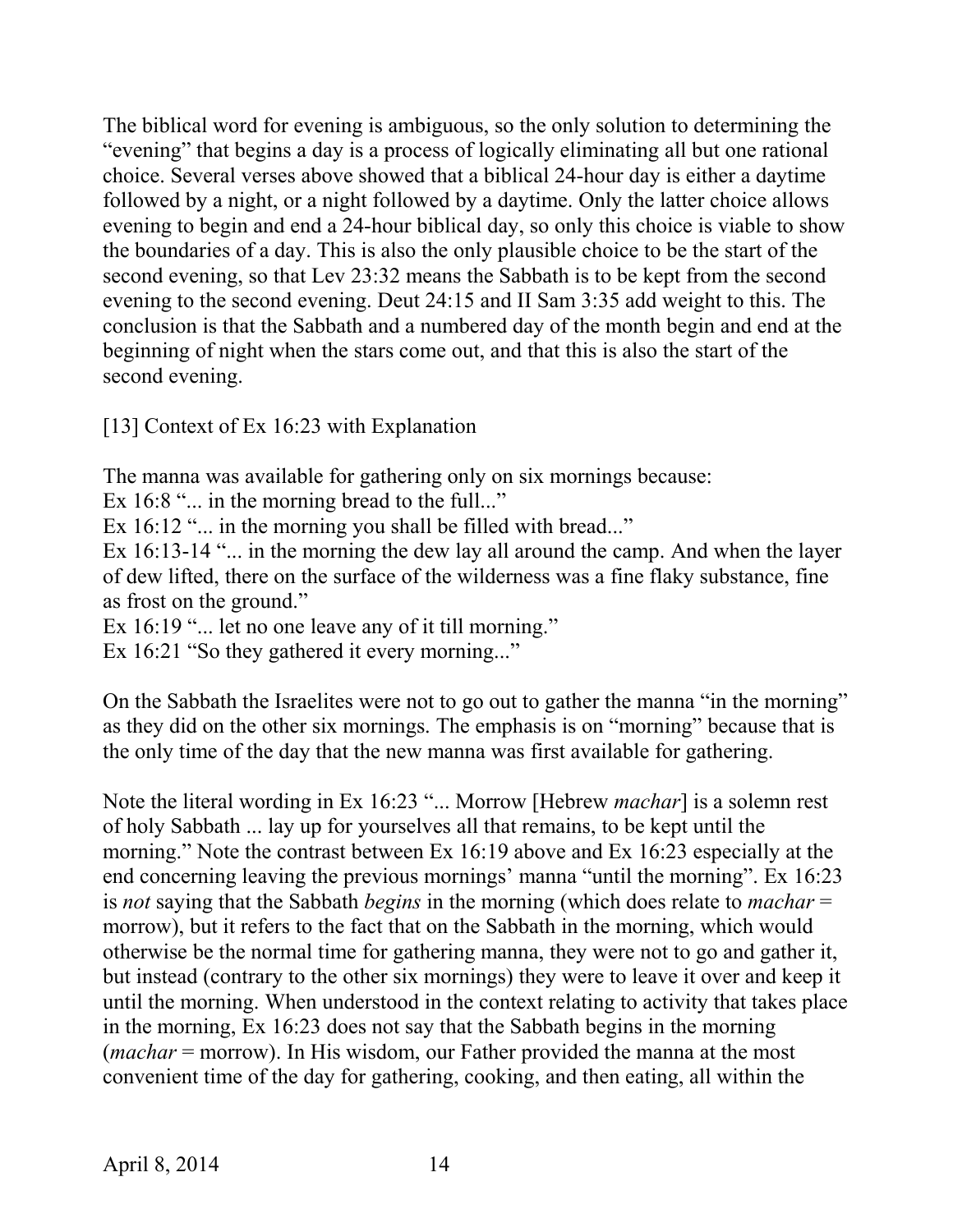The biblical word for evening is ambiguous, so the only solution to determining the "evening" that begins a day is a process of logically eliminating all but one rational choice. Several verses above showed that a biblical 24-hour day is either a daytime followed by a night, or a night followed by a daytime. Only the latter choice allows evening to begin and end a 24-hour biblical day, so only this choice is viable to show the boundaries of a day. This is also the only plausible choice to be the start of the second evening, so that Lev 23:32 means the Sabbath is to be kept from the second evening to the second evening. Deut 24:15 and II Sam 3:35 add weight to this. The conclusion is that the Sabbath and a numbered day of the month begin and end at the beginning of night when the stars come out, and that this is also the start of the second evening.

## [13] Context of Ex 16:23 with Explanation

The manna was available for gathering only on six mornings because:
Ex 16:8 "... in the morning bread to the full..."
Ex 16:12 "... in the morning you shall be filled with bread..."
Ex 16:13-14 "... in the morning the dew lay all around the camp. And when the layer of dew lifted, there on the surface of the wilderness was a fine flaky substance, fine as frost on the ground."
Ex 16:19 "... let no one leave any of it till morning."
Ex 16:21 "So they gathered it every morning..."

On the Sabbath the Israelites were not to go out to gather the manna "in the morning" as they did on the other six mornings. The emphasis is on "morning" because that is the only time of the day that the new manna was first available for gathering.

Note the literal wording in Ex 16:23 "... Morrow [Hebrew *machar*] is a solemn rest of holy Sabbath ... lay up for yourselves all that remains, to be kept until the morning." Note the contrast between Ex 16:19 above and Ex 16:23 especially at the end concerning leaving the previous mornings' manna "until the morning". Ex 16:23 is *not* saying that the Sabbath *begins* in the morning (which does relate to *machar* = morrow), but it refers to the fact that on the Sabbath in the morning, which would otherwise be the normal time for gathering manna, they were not to go and gather it, but instead (contrary to the other six mornings) they were to leave it over and keep it until the morning. When understood in the context relating to activity that takes place in the morning, Ex 16:23 does not say that the Sabbath begins in the morning (*machar* = morrow). In His wisdom, our Father provided the manna at the most convenient time of the day for gathering, cooking, and then eating, all within the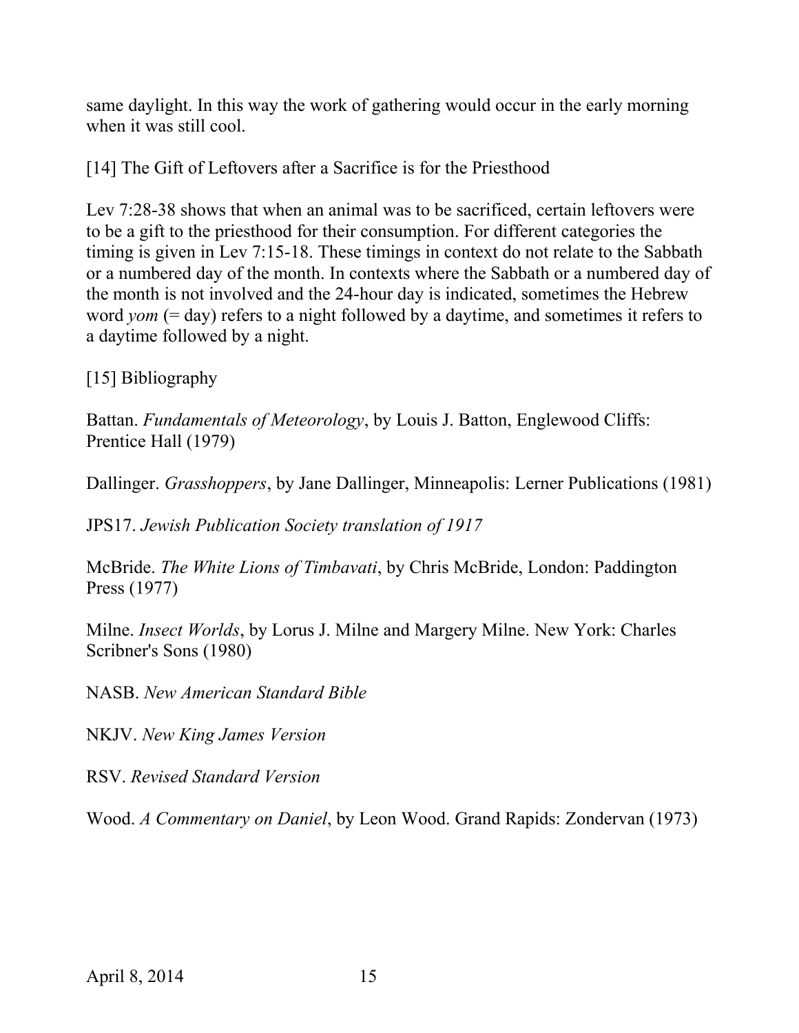same daylight. In this way the work of gathering would occur in the early morning when it was still cool.

## [14] The Gift of Leftovers after a Sacrifice is for the Priesthood

Lev 7:28-38 shows that when an animal was to be sacrificed, certain leftovers were to be a gift to the priesthood for their consumption. For different categories the timing is given in Lev 7:15-18. These timings in context do not relate to the Sabbath or a numbered day of the month. In contexts where the Sabbath or a numbered day of the month is not involved and the 24-hour day is indicated, sometimes the Hebrew word *yom* (= day) refers to a night followed by a daytime, and sometimes it refers to a daytime followed by a night.

## [15] Bibliography

Battan. *Fundamentals of Meteorology*, by Louis J. Batton, Englewood Cliffs: Prentice Hall (1979)

Dallinger. *Grasshoppers*, by Jane Dallinger, Minneapolis: Lerner Publications (1981)

JPS17. *Jewish Publication Society translation of 1917*

McBride. *The White Lions of Timbavati*, by Chris McBride, London: Paddington Press (1977)

Milne. *Insect Worlds*, by Lorus J. Milne and Margery Milne. New York: Charles Scribner's Sons (1980)

NASB. *New American Standard Bible*

NKJV. *New King James Version*

RSV. *Revised Standard Version*

Wood. *A Commentary on Daniel*, by Leon Wood. Grand Rapids: Zondervan (1973)